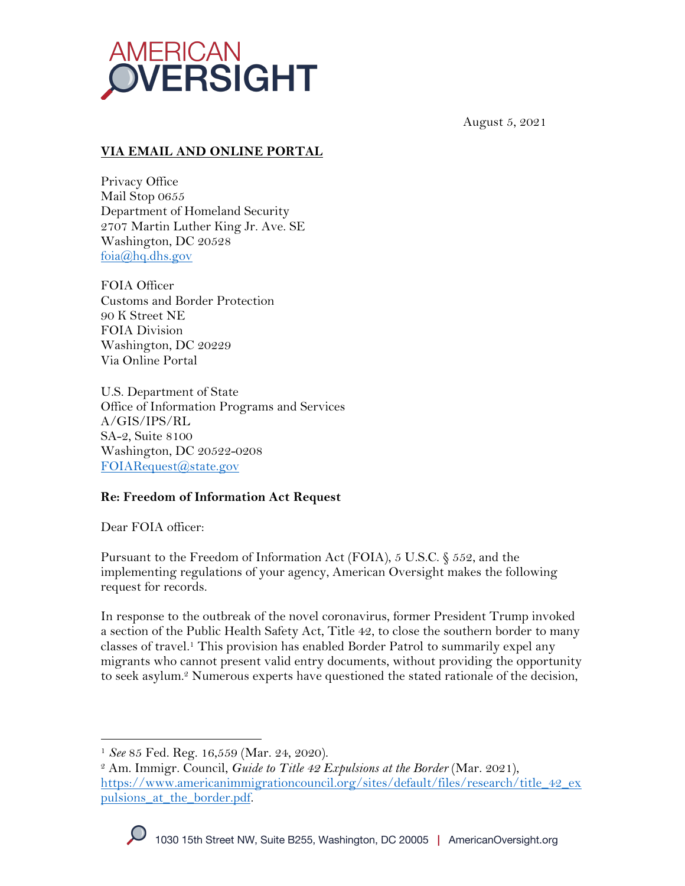August 5, 2021

**VIA EMAIL AND ONLINE PORTAL**

Privacy Office
Mail Stop 0655
Department of Homeland Security
2707 Martin Luther King Jr. Ave. SE
Washington, DC 20528
foia@hq.dhs.gov

FOIA Officer
Customs and Border Protection
90 K Street NE
FOIA Division
Washington, DC 20229
Via Online Portal

U.S. Department of State
Office of Information Programs and Services
A/GIS/IPS/RL
SA-2, Suite 8100
Washington, DC 20522-0208
FOIARequest@state.gov

**Re: Freedom of Information Act Request**

Dear FOIA officer:

Pursuant to the Freedom of Information Act (FOIA), 5 U.S.C. § 552, and the implementing regulations of your agency, American Oversight makes the following request for records.

In response to the outbreak of the novel coronavirus, former President Trump invoked a section of the Public Health Safety Act, Title 42, to close the southern border to many classes of travel.[1] This provision has enabled Border Patrol to summarily expel any migrants who cannot present valid entry documents, without providing the opportunity to seek asylum.[2] Numerous experts have questioned the stated rationale of the decision,

---

[1] *See* 85 Fed. Reg. 16,559 (Mar. 24, 2020).

[2] Am. Immigr. Council, *Guide to Title 42 Expulsions at the Border* (Mar. 2021), https://www.americanimmigrationcouncil.org/sites/default/files/research/title_42_expulsions_at_the_border.pdf.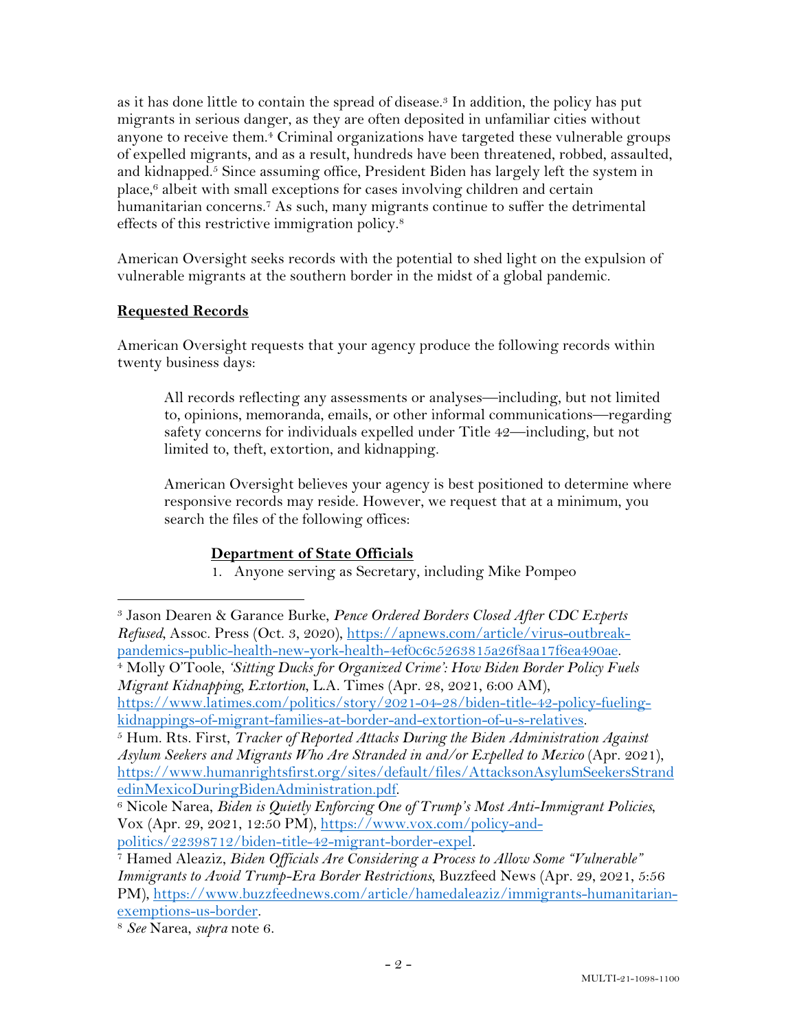as it has done little to contain the spread of disease.[3] In addition, the policy has put migrants in serious danger, as they are often deposited in unfamiliar cities without anyone to receive them.[4] Criminal organizations have targeted these vulnerable groups of expelled migrants, and as a result, hundreds have been threatened, robbed, assaulted, and kidnapped.[5] Since assuming office, President Biden has largely left the system in place,[6] albeit with small exceptions for cases involving children and certain humanitarian concerns.[7] As such, many migrants continue to suffer the detrimental effects of this restrictive immigration policy.[8]

American Oversight seeks records with the potential to shed light on the expulsion of vulnerable migrants at the southern border in the midst of a global pandemic.

**Requested Records**

American Oversight requests that your agency produce the following records within twenty business days:

> All records reflecting any assessments or analyses—including, but not limited to, opinions, memoranda, emails, or other informal communications—regarding safety concerns for individuals expelled under Title 42—including, but not limited to, theft, extortion, and kidnapping.
>
> American Oversight believes your agency is best positioned to determine where responsive records may reside. However, we request that at a minimum, you search the files of the following offices:
>
> **Department of State Officials**
> 1. Anyone serving as Secretary, including Mike Pompeo

---

[3] Jason Dearen & Garance Burke, *Pence Ordered Borders Closed After CDC Experts Refused*, Assoc. Press (Oct. 3, 2020), https://apnews.com/article/virus-outbreak-pandemics-public-health-new-york-health-4ef0c6c5263815a26f8aa17f6ea490ae.

[4] Molly O'Toole, *'Sitting Ducks for Organized Crime': How Biden Border Policy Fuels Migrant Kidnapping, Extortion*, L.A. Times (Apr. 28, 2021, 6:00 AM), https://www.latimes.com/politics/story/2021-04-28/biden-title-42-policy-fueling-kidnappings-of-migrant-families-at-border-and-extortion-of-u-s-relatives.

[5] Hum. Rts. First, *Tracker of Reported Attacks During the Biden Administration Against Asylum Seekers and Migrants Who Are Stranded in and/or Expelled to Mexico* (Apr. 2021), https://www.humanrightsfirst.org/sites/default/files/AttacksonAsylumSeekersStrandedinMexicoDuringBidenAdministration.pdf.

[6] Nicole Narea, *Biden is Quietly Enforcing One of Trump's Most Anti-Immigrant Policies*, Vox (Apr. 29, 2021, 12:50 PM), https://www.vox.com/policy-and-politics/22398712/biden-title-42-migrant-border-expel.

[7] Hamed Aleaziz, *Biden Officials Are Considering a Process to Allow Some "Vulnerable" Immigrants to Avoid Trump-Era Border Restrictions*, Buzzfeed News (Apr. 29, 2021, 5:56 PM), https://www.buzzfeednews.com/article/hamedaleaziz/immigrants-humanitarian-exemptions-us-border.

[8] *See* Narea, *supra* note 6.

MULTI-21-1098-1100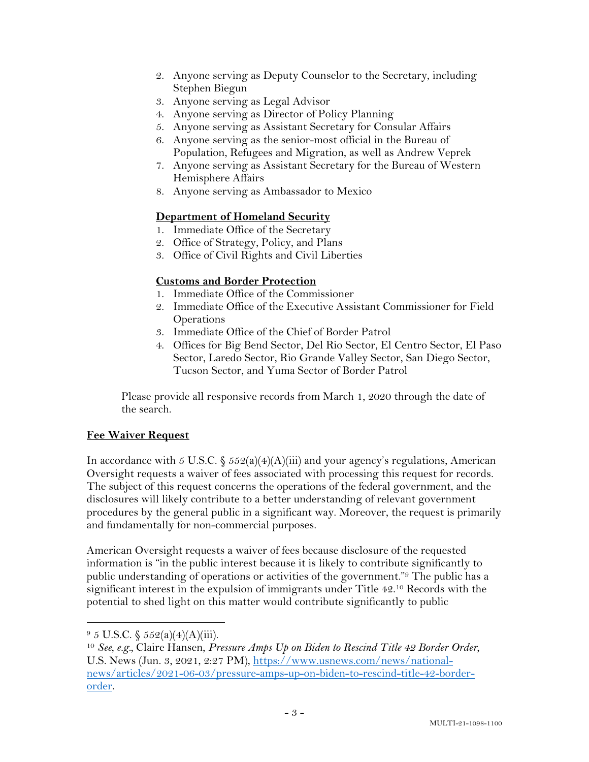2. Anyone serving as Deputy Counselor to the Secretary, including Stephen Biegun
3. Anyone serving as Legal Advisor
4. Anyone serving as Director of Policy Planning
5. Anyone serving as Assistant Secretary for Consular Affairs
6. Anyone serving as the senior-most official in the Bureau of Population, Refugees and Migration, as well as Andrew Veprek
7. Anyone serving as Assistant Secretary for the Bureau of Western Hemisphere Affairs
8. Anyone serving as Ambassador to Mexico

**Department of Homeland Security**

1. Immediate Office of the Secretary
2. Office of Strategy, Policy, and Plans
3. Office of Civil Rights and Civil Liberties

**Customs and Border Protection**

1. Immediate Office of the Commissioner
2. Immediate Office of the Executive Assistant Commissioner for Field Operations
3. Immediate Office of the Chief of Border Patrol
4. Offices for Big Bend Sector, Del Rio Sector, El Centro Sector, El Paso Sector, Laredo Sector, Rio Grande Valley Sector, San Diego Sector, Tucson Sector, and Yuma Sector of Border Patrol

Please provide all responsive records from March 1, 2020 through the date of the search.

## Fee Waiver Request

In accordance with 5 U.S.C. § 552(a)(4)(A)(iii) and your agency's regulations, American Oversight requests a waiver of fees associated with processing this request for records. The subject of this request concerns the operations of the federal government, and the disclosures will likely contribute to a better understanding of relevant government procedures by the general public in a significant way. Moreover, the request is primarily and fundamentally for non-commercial purposes.

American Oversight requests a waiver of fees because disclosure of the requested information is "in the public interest because it is likely to contribute significantly to public understanding of operations or activities of the government."[9] The public has a significant interest in the expulsion of immigrants under Title 42.[10] Records with the potential to shed light on this matter would contribute significantly to public

---

[9] 5 U.S.C. § 552(a)(4)(A)(iii).

[10] *See, e.g.*, Claire Hansen, *Pressure Amps Up on Biden to Rescind Title 42 Border Order*, U.S. News (Jun. 3, 2021, 2:27 PM), https://www.usnews.com/news/national-news/articles/2021-06-03/pressure-amps-up-on-biden-to-rescind-title-42-border-order.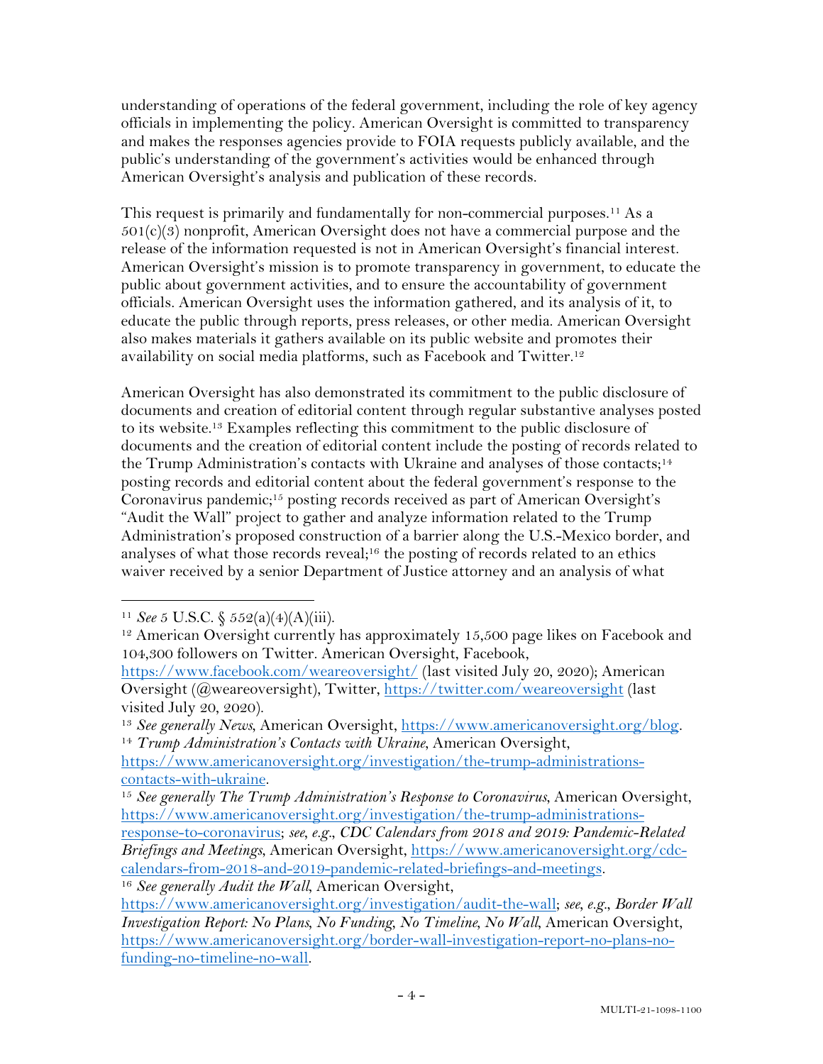understanding of operations of the federal government, including the role of key agency officials in implementing the policy. American Oversight is committed to transparency and makes the responses agencies provide to FOIA requests publicly available, and the public's understanding of the government's activities would be enhanced through American Oversight's analysis and publication of these records.

This request is primarily and fundamentally for non-commercial purposes.[11] As a 501(c)(3) nonprofit, American Oversight does not have a commercial purpose and the release of the information requested is not in American Oversight's financial interest. American Oversight's mission is to promote transparency in government, to educate the public about government activities, and to ensure the accountability of government officials. American Oversight uses the information gathered, and its analysis of it, to educate the public through reports, press releases, or other media. American Oversight also makes materials it gathers available on its public website and promotes their availability on social media platforms, such as Facebook and Twitter.[12]

American Oversight has also demonstrated its commitment to the public disclosure of documents and creation of editorial content through regular substantive analyses posted to its website.[13] Examples reflecting this commitment to the public disclosure of documents and the creation of editorial content include the posting of records related to the Trump Administration's contacts with Ukraine and analyses of those contacts;[14] posting records and editorial content about the federal government's response to the Coronavirus pandemic;[15] posting records received as part of American Oversight's "Audit the Wall" project to gather and analyze information related to the Trump Administration's proposed construction of a barrier along the U.S.-Mexico border, and analyses of what those records reveal;[16] the posting of records related to an ethics waiver received by a senior Department of Justice attorney and an analysis of what

---

[11] *See* 5 U.S.C. § 552(a)(4)(A)(iii).

[12] American Oversight currently has approximately 15,500 page likes on Facebook and 104,300 followers on Twitter. American Oversight, Facebook, https://www.facebook.com/weareoversight/ (last visited July 20, 2020); American Oversight (@weareoversight), Twitter, https://twitter.com/weareoversight (last visited July 20, 2020).

[13] *See generally News*, American Oversight, https://www.americanoversight.org/blog.

[14] *Trump Administration's Contacts with Ukraine*, American Oversight, https://www.americanoversight.org/investigation/the-trump-administrations-contacts-with-ukraine.

[15] *See generally The Trump Administration's Response to Coronavirus*, American Oversight, https://www.americanoversight.org/investigation/the-trump-administrations-response-to-coronavirus; *see, e.g.*, *CDC Calendars from 2018 and 2019: Pandemic-Related Briefings and Meetings*, American Oversight, https://www.americanoversight.org/cdc-calendars-from-2018-and-2019-pandemic-related-briefings-and-meetings.

[16] *See generally Audit the Wall*, American Oversight, https://www.americanoversight.org/investigation/audit-the-wall; *see, e.g.*, *Border Wall Investigation Report: No Plans, No Funding, No Timeline, No Wall*, American Oversight, https://www.americanoversight.org/border-wall-investigation-report-no-plans-no-funding-no-timeline-no-wall.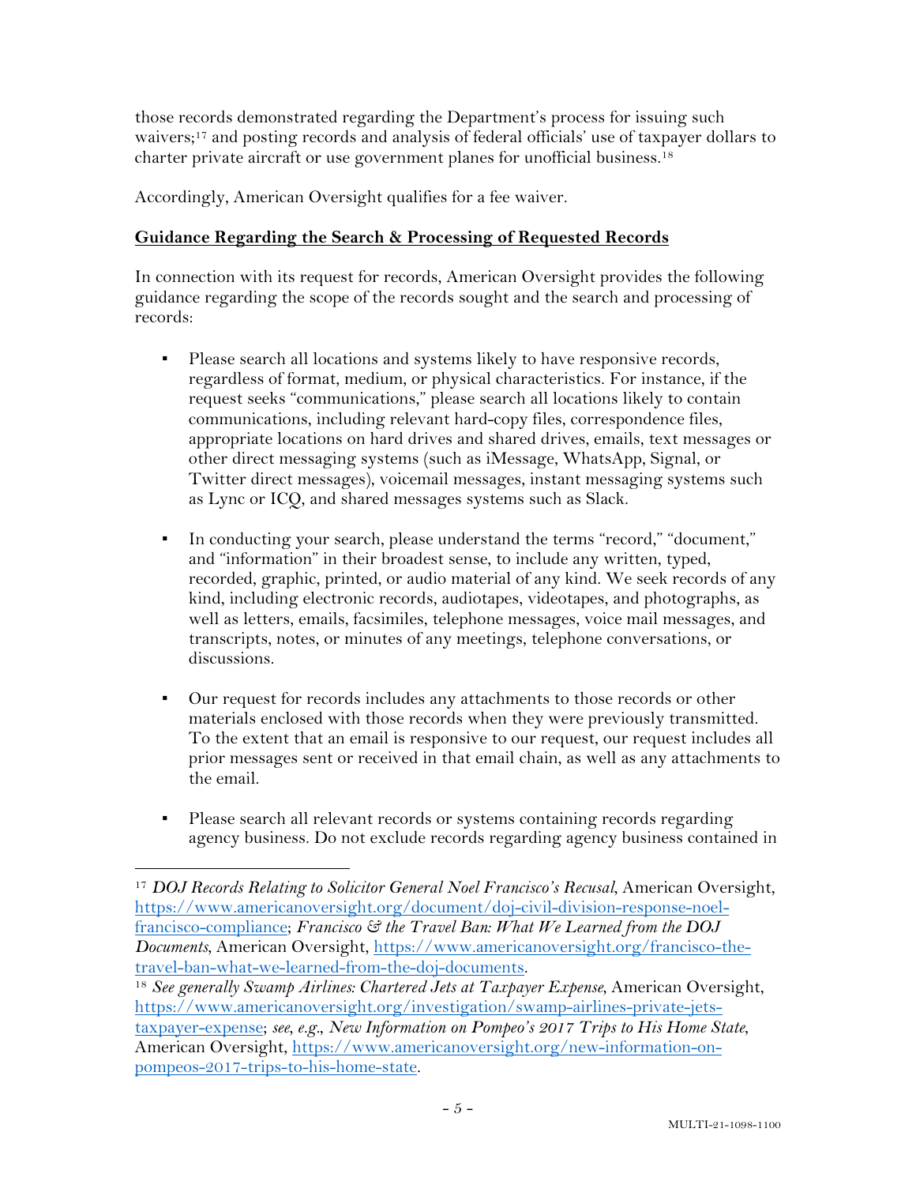those records demonstrated regarding the Department's process for issuing such waivers;[17] and posting records and analysis of federal officials' use of taxpayer dollars to charter private aircraft or use government planes for unofficial business.[18]

Accordingly, American Oversight qualifies for a fee waiver.

**Guidance Regarding the Search & Processing of Requested Records**

In connection with its request for records, American Oversight provides the following guidance regarding the scope of the records sought and the search and processing of records:

- Please search all locations and systems likely to have responsive records, regardless of format, medium, or physical characteristics. For instance, if the request seeks "communications," please search all locations likely to contain communications, including relevant hard-copy files, correspondence files, appropriate locations on hard drives and shared drives, emails, text messages or other direct messaging systems (such as iMessage, WhatsApp, Signal, or Twitter direct messages), voicemail messages, instant messaging systems such as Lync or ICQ, and shared messages systems such as Slack.

- In conducting your search, please understand the terms "record," "document," and "information" in their broadest sense, to include any written, typed, recorded, graphic, printed, or audio material of any kind. We seek records of any kind, including electronic records, audiotapes, videotapes, and photographs, as well as letters, emails, facsimiles, telephone messages, voice mail messages, and transcripts, notes, or minutes of any meetings, telephone conversations, or discussions.

- Our request for records includes any attachments to those records or other materials enclosed with those records when they were previously transmitted. To the extent that an email is responsive to our request, our request includes all prior messages sent or received in that email chain, as well as any attachments to the email.

- Please search all relevant records or systems containing records regarding agency business. Do not exclude records regarding agency business contained in

---

[17] *DOJ Records Relating to Solicitor General Noel Francisco's Recusal*, American Oversight, https://www.americanoversight.org/document/doj-civil-division-response-noel-francisco-compliance; *Francisco & the Travel Ban: What We Learned from the DOJ Documents*, American Oversight, https://www.americanoversight.org/francisco-the-travel-ban-what-we-learned-from-the-doj-documents.

[18] *See generally Swamp Airlines: Chartered Jets at Taxpayer Expense*, American Oversight, https://www.americanoversight.org/investigation/swamp-airlines-private-jets-taxpayer-expense; *see, e.g.*, *New Information on Pompeo's 2017 Trips to His Home State*, American Oversight, https://www.americanoversight.org/new-information-on-pompeos-2017-trips-to-his-home-state.

MULTI-21-1098-1100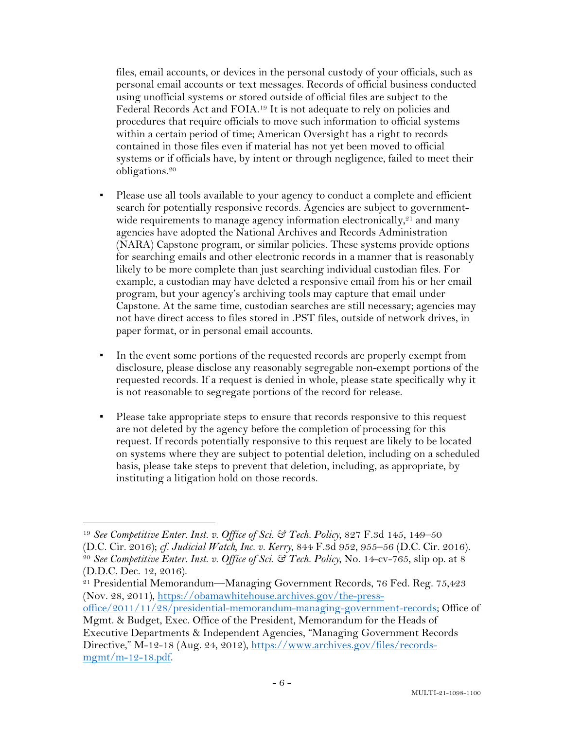files, email accounts, or devices in the personal custody of your officials, such as personal email accounts or text messages. Records of official business conducted using unofficial systems or stored outside of official files are subject to the Federal Records Act and FOIA.[19] It is not adequate to rely on policies and procedures that require officials to move such information to official systems within a certain period of time; American Oversight has a right to records contained in those files even if material has not yet been moved to official systems or if officials have, by intent or through negligence, failed to meet their obligations.[20]

- Please use all tools available to your agency to conduct a complete and efficient search for potentially responsive records. Agencies are subject to government-wide requirements to manage agency information electronically,[21] and many agencies have adopted the National Archives and Records Administration (NARA) Capstone program, or similar policies. These systems provide options for searching emails and other electronic records in a manner that is reasonably likely to be more complete than just searching individual custodian files. For example, a custodian may have deleted a responsive email from his or her email program, but your agency's archiving tools may capture that email under Capstone. At the same time, custodian searches are still necessary; agencies may not have direct access to files stored in .PST files, outside of network drives, in paper format, or in personal email accounts.

- In the event some portions of the requested records are properly exempt from disclosure, please disclose any reasonably segregable non-exempt portions of the requested records. If a request is denied in whole, please state specifically why it is not reasonable to segregate portions of the record for release.

- Please take appropriate steps to ensure that records responsive to this request are not deleted by the agency before the completion of processing for this request. If records potentially responsive to this request are likely to be located on systems where they are subject to potential deletion, including on a scheduled basis, please take steps to prevent that deletion, including, as appropriate, by instituting a litigation hold on those records.

---

[19] *See Competitive Enter. Inst. v. Office of Sci. & Tech. Policy*, 827 F.3d 145, 149–50 (D.C. Cir. 2016); *cf. Judicial Watch, Inc. v. Kerry*, 844 F.3d 952, 955–56 (D.C. Cir. 2016).

[20] *See Competitive Enter. Inst. v. Office of Sci. & Tech. Policy*, No. 14-cv-765, slip op. at 8 (D.D.C. Dec. 12, 2016).

[21] Presidential Memorandum—Managing Government Records, 76 Fed. Reg. 75,423 (Nov. 28, 2011), https://obamawhitehouse.archives.gov/the-press-office/2011/11/28/presidential-memorandum-managing-government-records; Office of Mgmt. & Budget, Exec. Office of the President, Memorandum for the Heads of Executive Departments & Independent Agencies, "Managing Government Records Directive," M-12-18 (Aug. 24, 2012), https://www.archives.gov/files/records-mgmt/m-12-18.pdf.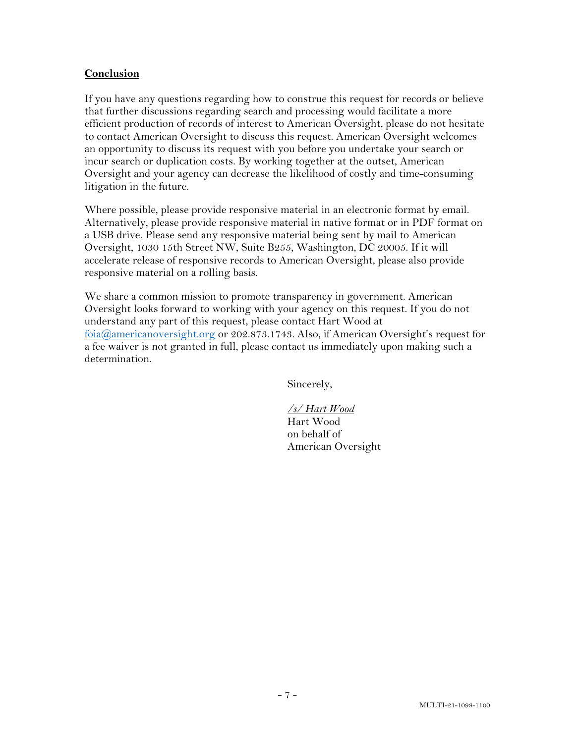**Conclusion**

If you have any questions regarding how to construe this request for records or believe that further discussions regarding search and processing would facilitate a more efficient production of records of interest to American Oversight, please do not hesitate to contact American Oversight to discuss this request. American Oversight welcomes an opportunity to discuss its request with you before you undertake your search or incur search or duplication costs. By working together at the outset, American Oversight and your agency can decrease the likelihood of costly and time-consuming litigation in the future.

Where possible, please provide responsive material in an electronic format by email. Alternatively, please provide responsive material in native format or in PDF format on a USB drive. Please send any responsive material being sent by mail to American Oversight, 1030 15th Street NW, Suite B255, Washington, DC 20005. If it will accelerate release of responsive records to American Oversight, please also provide responsive material on a rolling basis.

We share a common mission to promote transparency in government. American Oversight looks forward to working with your agency on this request. If you do not understand any part of this request, please contact Hart Wood at foia@americanoversight.org or 202.873.1743. Also, if American Oversight's request for a fee waiver is not granted in full, please contact us immediately upon making such a determination.

Sincerely,

*/s/ Hart Wood*
Hart Wood
on behalf of
American Oversight

MULTI-21-1098-1100